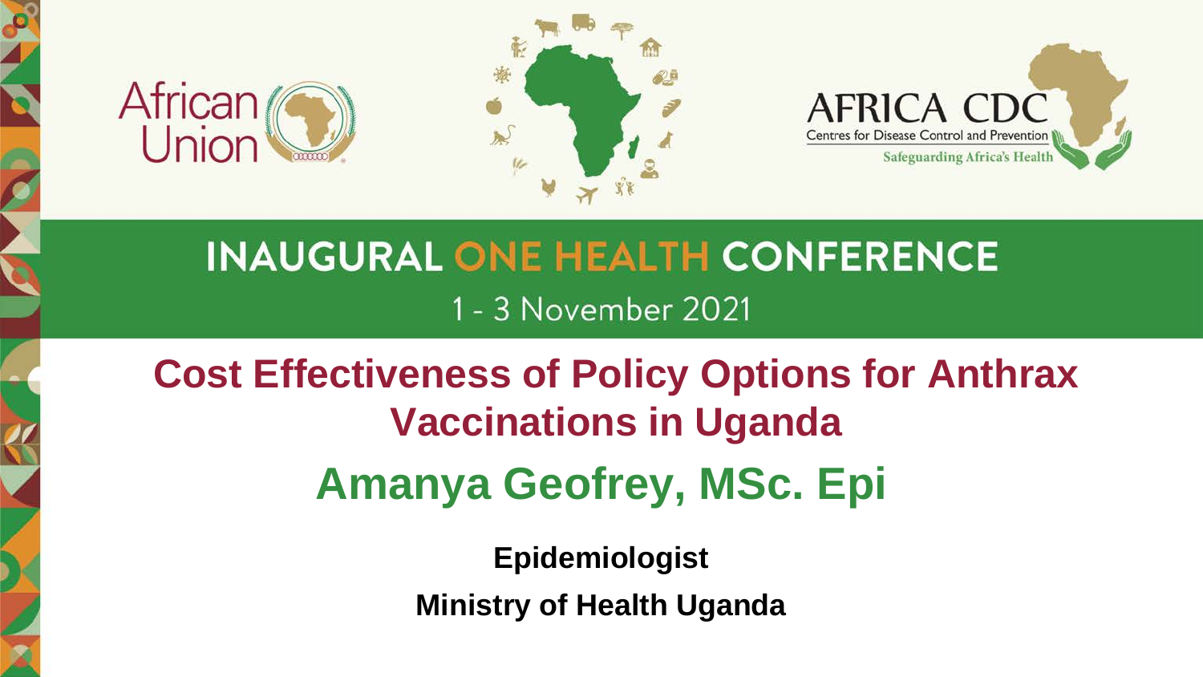African Union

AFRICA CDC

Centres for Disease Control and Prevention

Safeguarding Africa's Health

# INAUGURAL ONE HEALTH CONFERENCE

1 - 3 November 2021

# Cost Effectiveness of Policy Options for Anthrax Vaccinations in Uganda

## Amanya Geofrey, MSc. Epi

**Epidemiologist**

**Ministry of Health Uganda**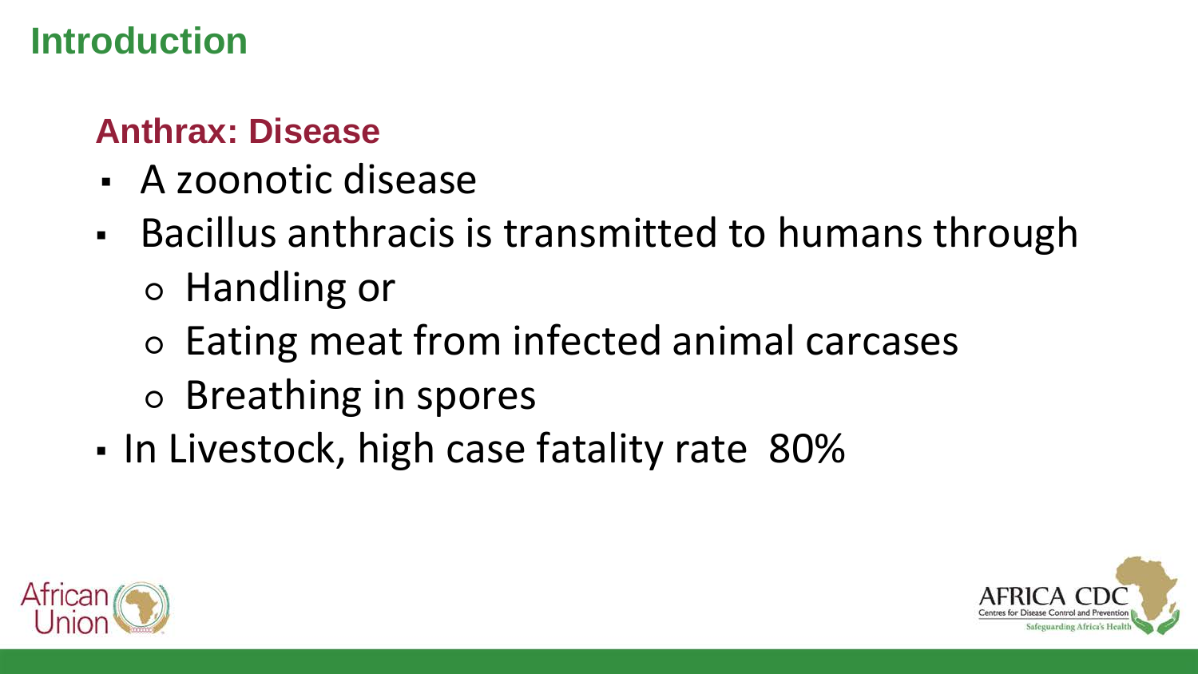# Introduction

## Anthrax: Disease

- A zoonotic disease
- Bacillus anthracis is transmitted to humans through
  - Handling or
  - Eating meat from infected animal carcases
  - Breathing in spores
- In Livestock, high case fatality rate 80%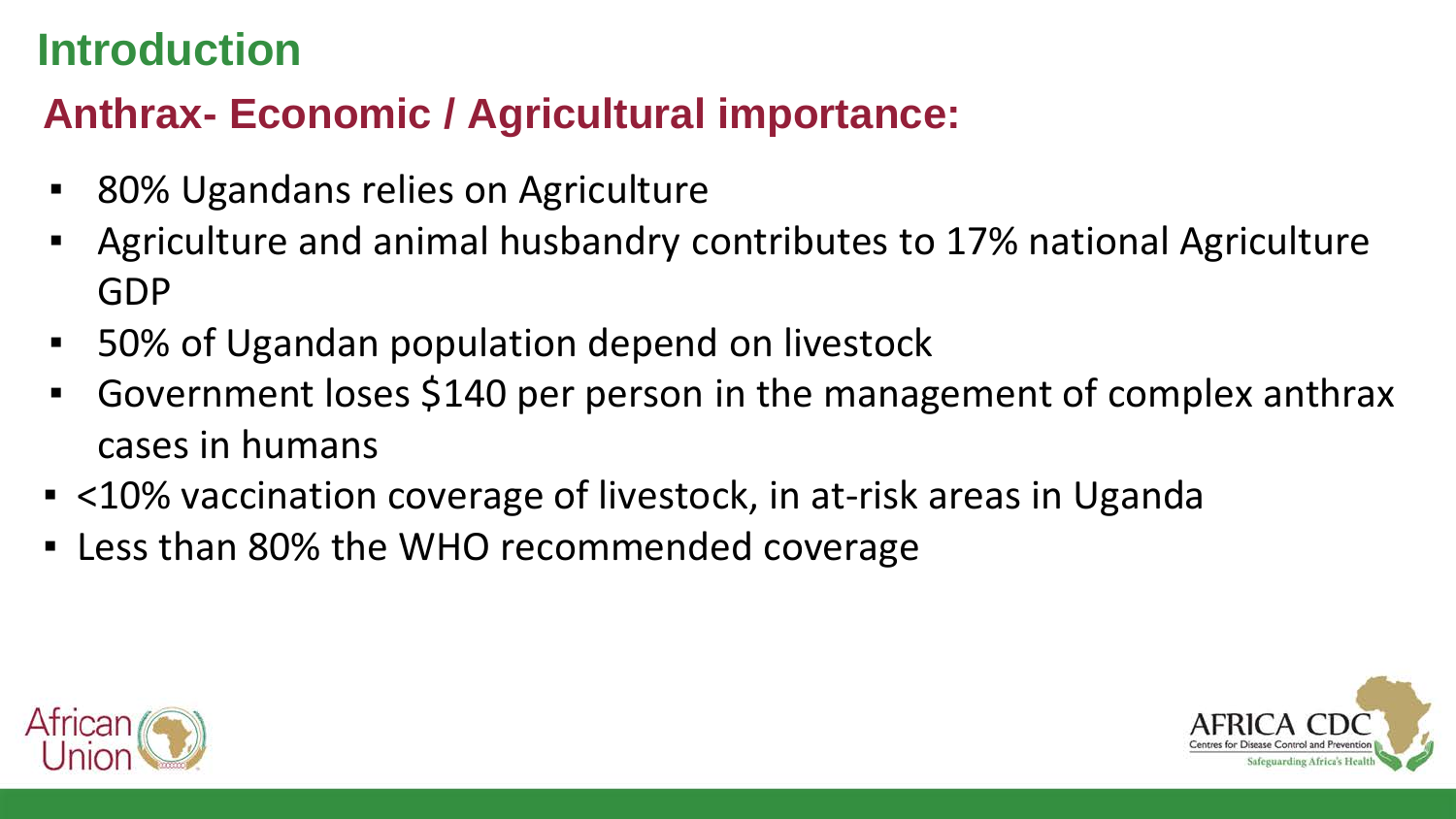# Introduction

## Anthrax- Economic / Agricultural importance:

- 80% Ugandans relies on Agriculture
- Agriculture and animal husbandry contributes to 17% national Agriculture GDP
- 50% of Ugandan population depend on livestock
- Government loses $140 per person in the management of complex anthrax cases in humans
- <10% vaccination coverage of livestock, in at-risk areas in Uganda
- Less than 80% the WHO recommended coverage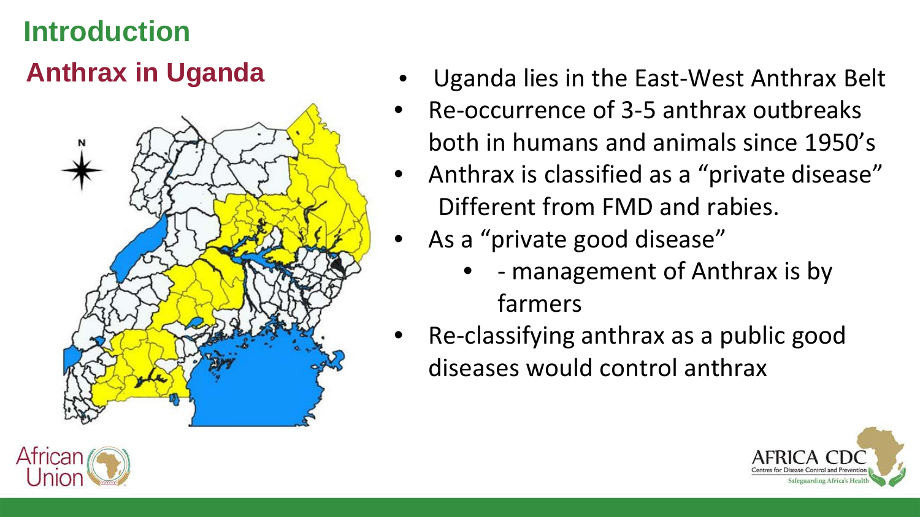# Introduction

## Anthrax in Uganda

- Uganda lies in the East-West Anthrax Belt
- Re-occurrence of 3-5 anthrax outbreaks both in humans and animals since 1950's
- Anthrax is classified as a "private disease" Different from FMD and rabies.
- As a "private good disease"
  - - management of Anthrax is by farmers
- Re-classifying anthrax as a public good diseases would control anthrax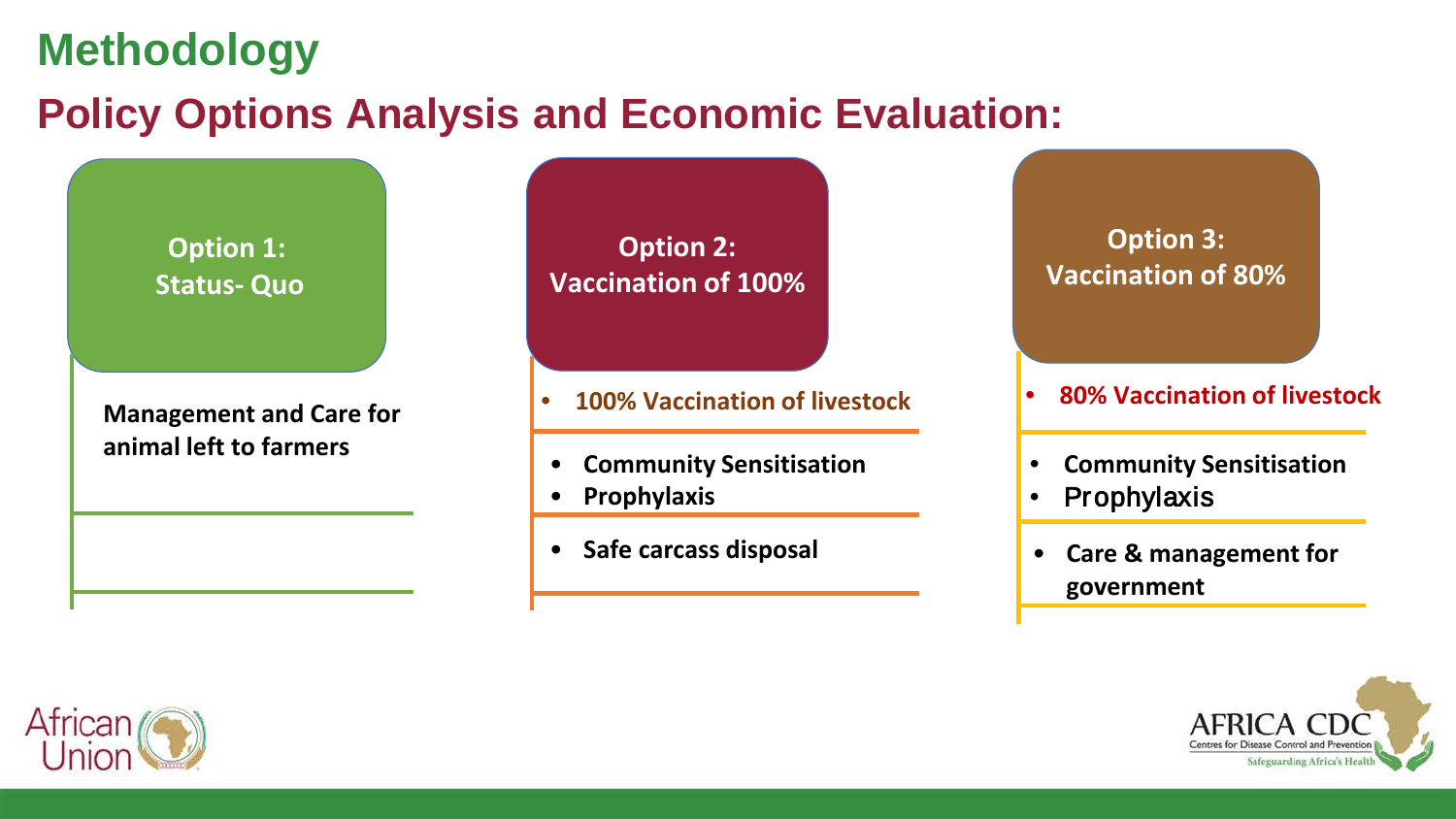# Methodology

## Policy Options Analysis and Economic Evaluation:

### Option 1: Status- Quo

**Management and Care for animal left to farmers**

### Option 2: Vaccination of 100%

- **100% Vaccination of livestock**

- **Community Sensitisation**
- **Prophylaxis**

- **Safe carcass disposal**

### Option 3: Vaccination of 80%

- **80% Vaccination of livestock**

- **Community Sensitisation**
- Prophylaxis

- **Care & management for government**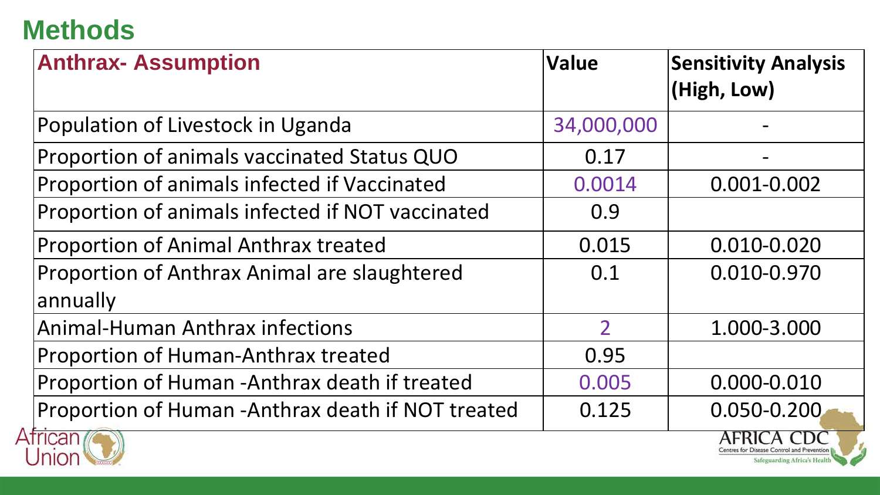# Methods

| Anthrax- Assumption | Value | Sensitivity Analysis (High, Low) |
|---|---|---|
| Population of Livestock in Uganda | 34,000,000 | - |
| Proportion of animals vaccinated Status QUO | 0.17 | - |
| Proportion of animals infected if Vaccinated | 0.0014 | 0.001-0.002 |
| Proportion of animals infected if NOT vaccinated | 0.9 | |
| Proportion of Animal Anthrax treated | 0.015 | 0.010-0.020 |
| Proportion of Anthrax Animal are slaughtered annually | 0.1 | 0.010-0.970 |
| Animal-Human Anthrax infections | 2 | 1.000-3.000 |
| Proportion of Human-Anthrax treated | 0.95 | |
| Proportion of Human -Anthrax death if treated | 0.005 | 0.000-0.010 |
| Proportion of Human -Anthrax death if NOT treated | 0.125 | 0.050-0.200 |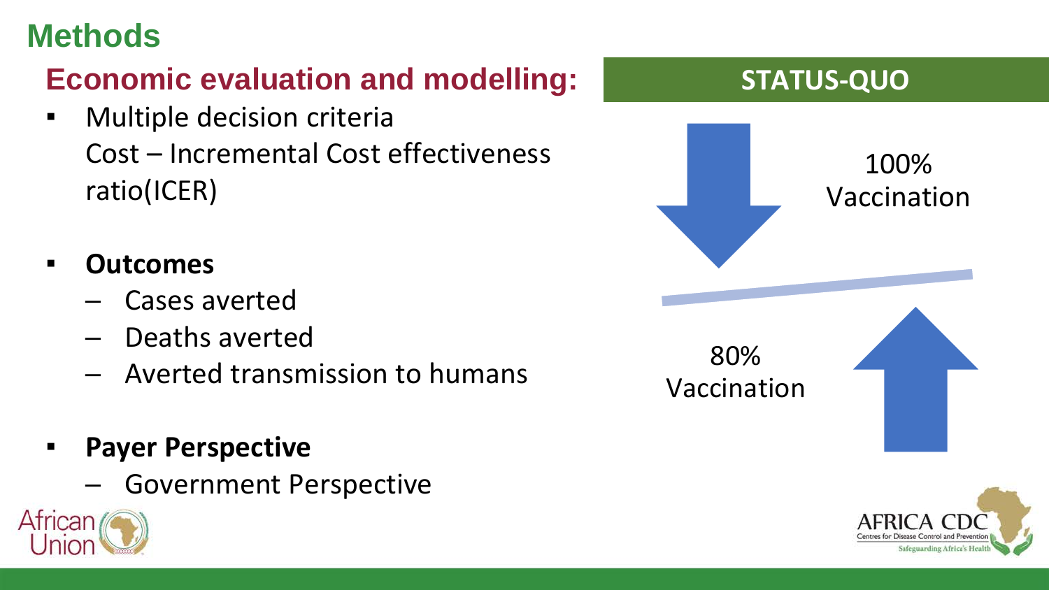# Methods

## Economic evaluation and modelling:

- Multiple decision criteria
  Cost – Incremental Cost effectiveness ratio(ICER)
- **Outcomes**
  - Cases averted
  - Deaths averted
  - Averted transmission to humans
- **Payer Perspective**
  - Government Perspective

**STATUS-QUO**

100% Vaccination

80% Vaccination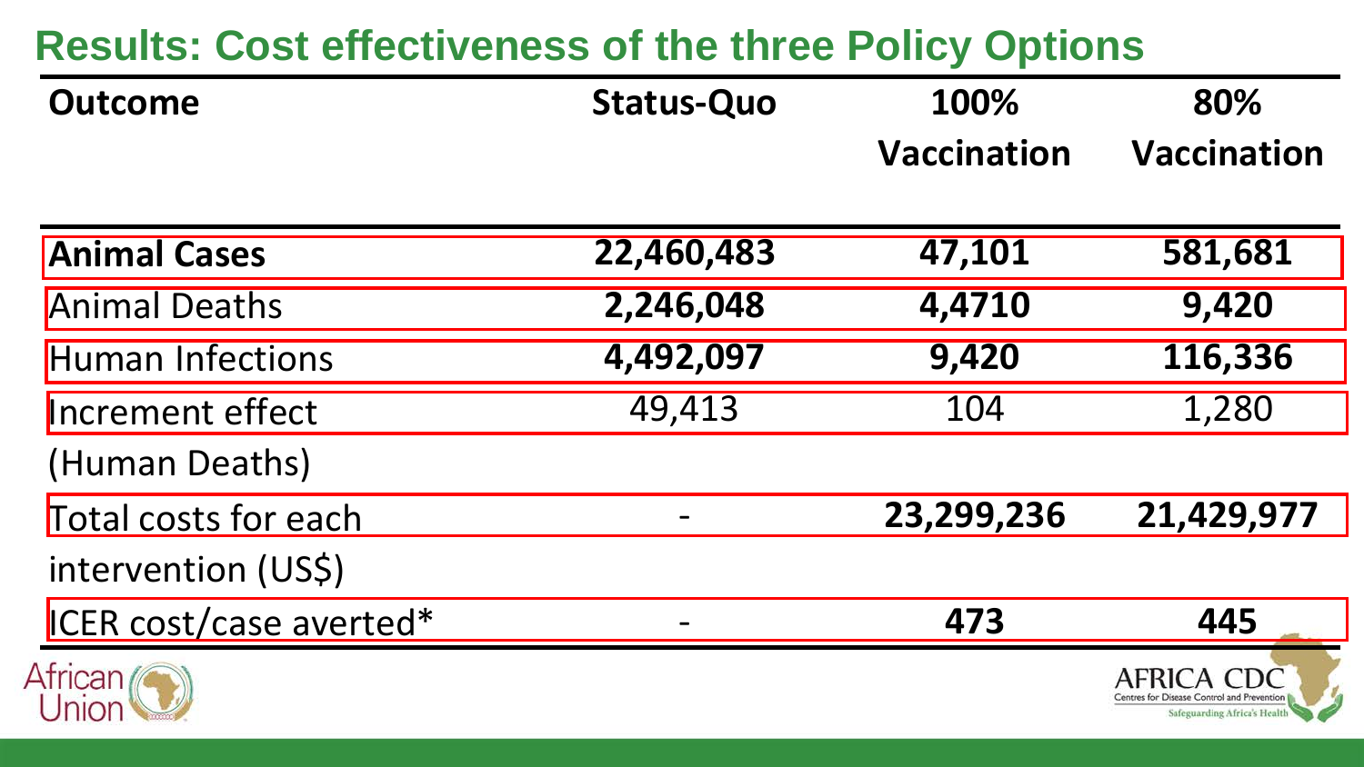## Results: Cost effectiveness of the three Policy Options

| Outcome | Status-Quo | 100% Vaccination | 80% Vaccination |
|---|---|---|---|
| **Animal Cases** | **22,460,483** | **47,101** | **581,681** |
| Animal Deaths | **2,246,048** | **4,4710** | **9,420** |
| Human Infections | **4,492,097** | **9,420** | **116,336** |
| Increment effect (Human Deaths) | 49,413 | 104 | 1,280 |
| Total costs for each intervention (US$) | - | **23,299,236** | **21,429,977** |
| ICER cost/case averted* | - | **473** | **445** |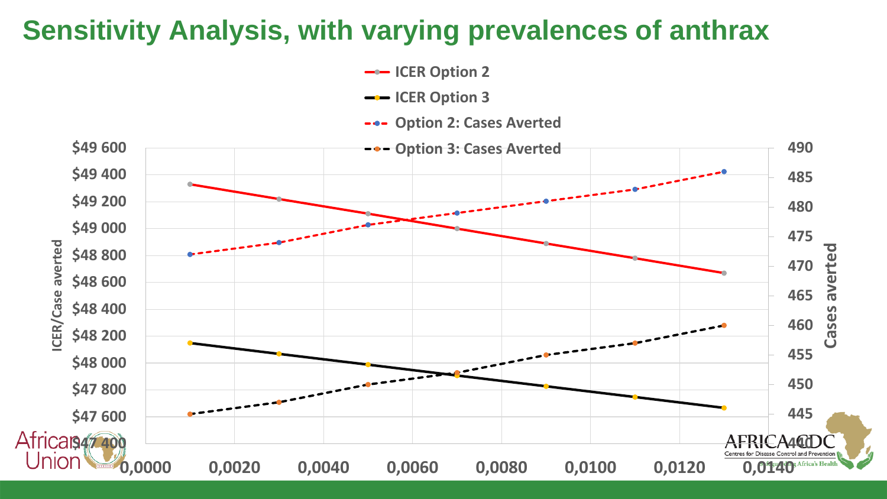# Sensitivity Analysis, with varying prevalences of anthrax

- ICER Option 2
- ICER Option 3
- Option 2: Cases Averted
- Option 3: Cases Averted

ICER/Case averted: $49 600, $49 400, $49 200, $49 000, $48 800, $48 600, $48 400, $48 200, $48 000, $47 800, $47 600, $47 400

Cases averted: 490, 485, 480, 475, 470, 465, 460, 455, 450, 445, 440

0,0000, 0,0020, 0,0040, 0,0060, 0,0080, 0,0100, 0,0120, 0,0140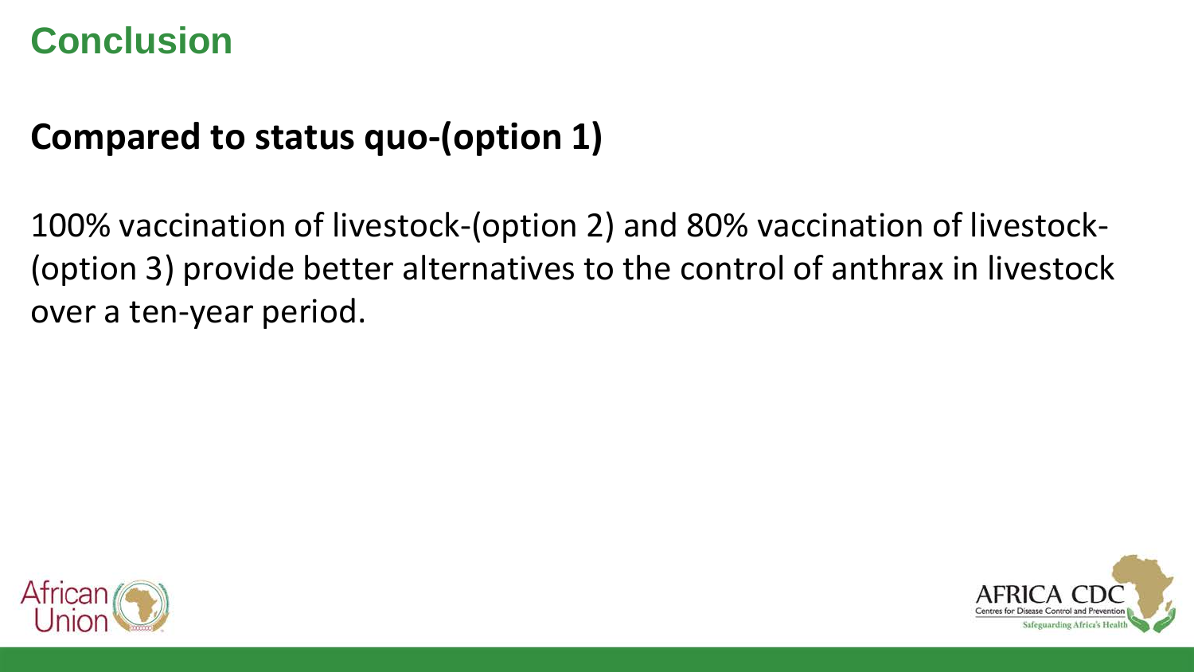# Conclusion

## Compared to status quo-(option 1)

100% vaccination of livestock-(option 2) and 80% vaccination of livestock-(option 3) provide better alternatives to the control of anthrax in livestock over a ten-year period.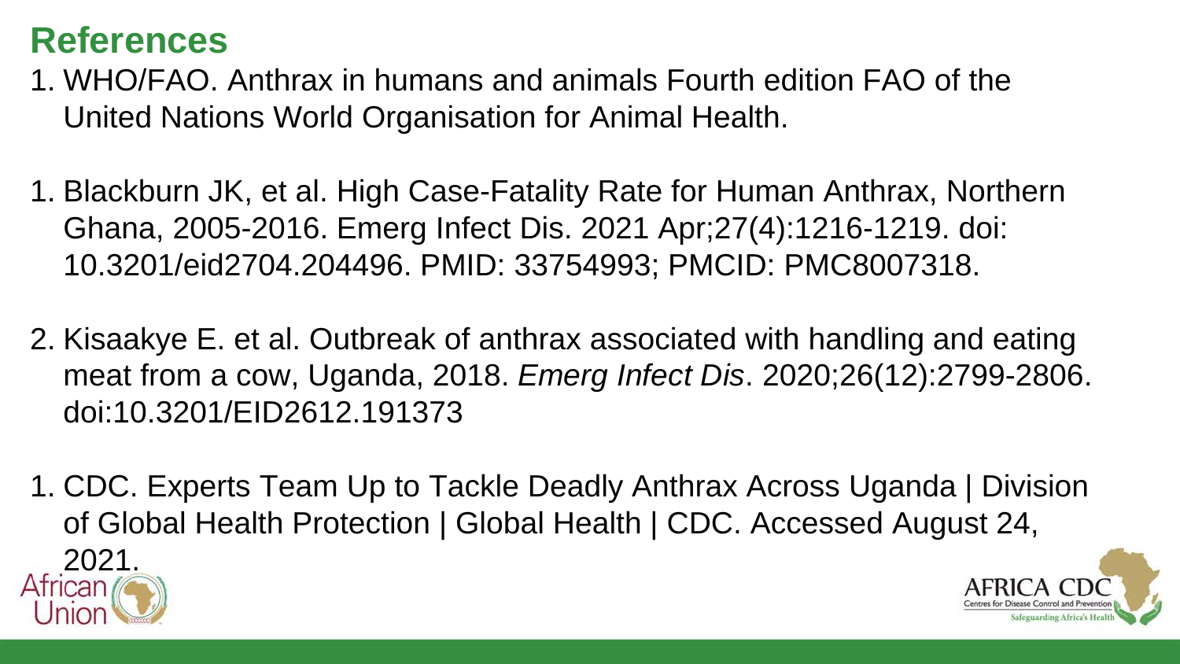# References

1. WHO/FAO. Anthrax in humans and animals Fourth edition FAO of the United Nations World Organisation for Animal Health.

1. Blackburn JK, et al. High Case-Fatality Rate for Human Anthrax, Northern Ghana, 2005-2016. Emerg Infect Dis. 2021 Apr;27(4):1216-1219. doi: 10.3201/eid2704.204496. PMID: 33754993; PMCID: PMC8007318.

2. Kisaakye E. et al. Outbreak of anthrax associated with handling and eating meat from a cow, Uganda, 2018. *Emerg Infect Dis*. 2020;26(12):2799-2806. doi:10.3201/EID2612.191373

1. CDC. Experts Team Up to Tackle Deadly Anthrax Across Uganda | Division of Global Health Protection | Global Health | CDC. Accessed August 24, 2021.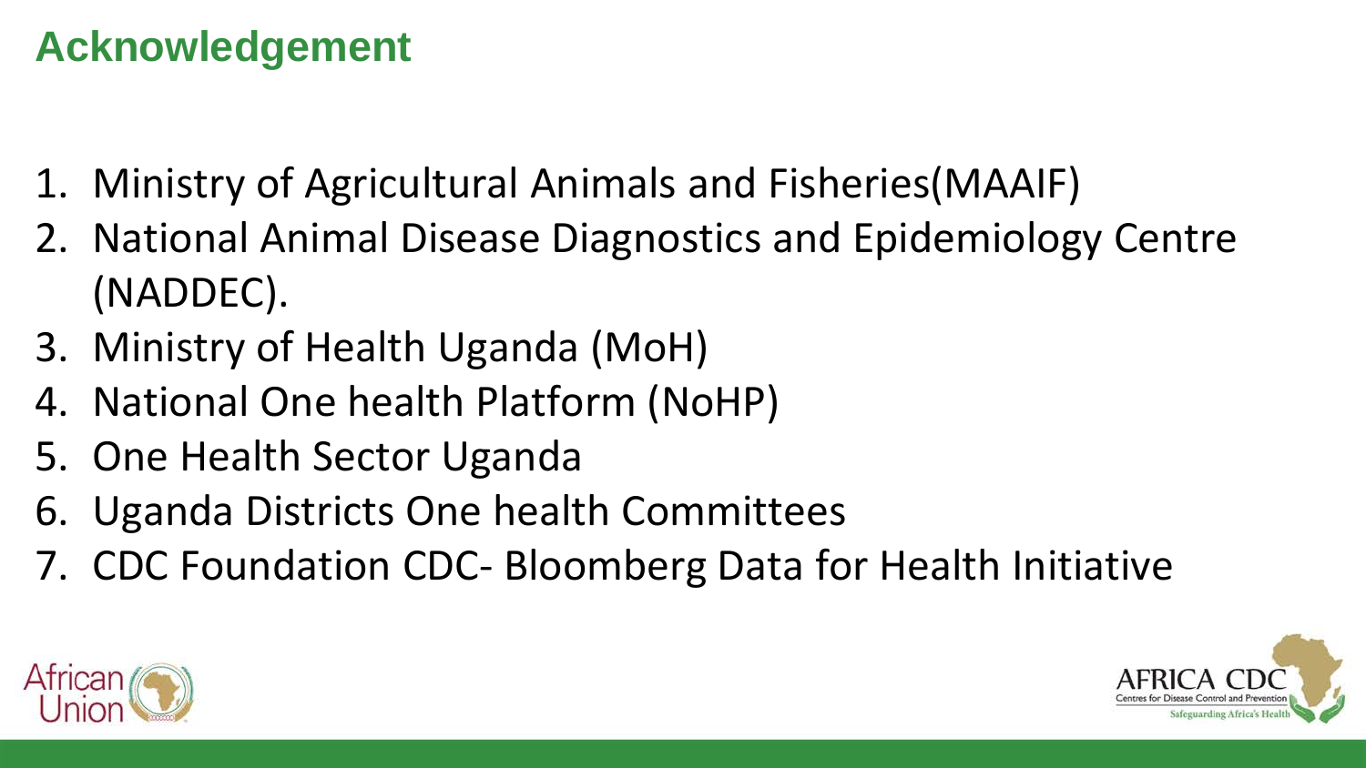# Acknowledgement

1. Ministry of Agricultural Animals and Fisheries(MAAIF)
2. National Animal Disease Diagnostics and Epidemiology Centre (NADDEC).
3. Ministry of Health Uganda (MoH)
4. National One health Platform (NoHP)
5. One Health Sector Uganda
6. Uganda Districts One health Committees
7. CDC Foundation CDC- Bloomberg Data for Health Initiative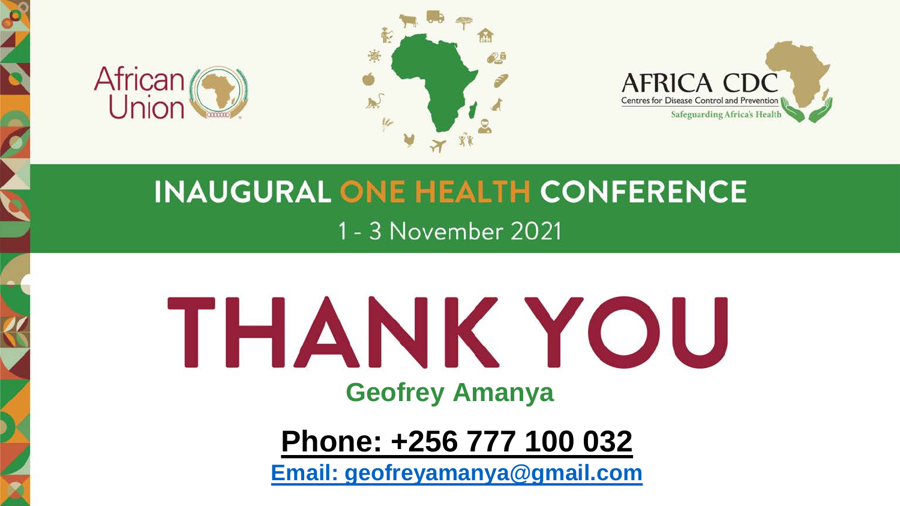African Union

AFRICA CDC

Centres for Disease Control and Prevention

Safeguarding Africa's Health

**INAUGURAL ONE HEALTH CONFERENCE**

1 - 3 November 2021

# THANK YOU

**Geofrey Amanya**

**Phone: +256 777 100 032**

**Email: geofreyamanya@gmail.com**